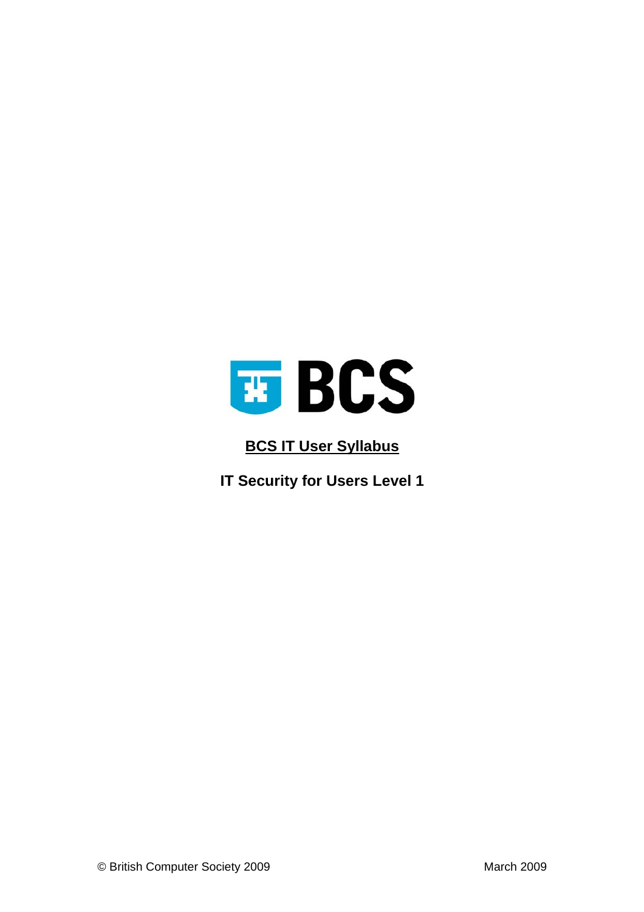BCS

# BCS IT User Syllabus

## IT Security for Users Level 1

© British Computer Society 2009

March 2009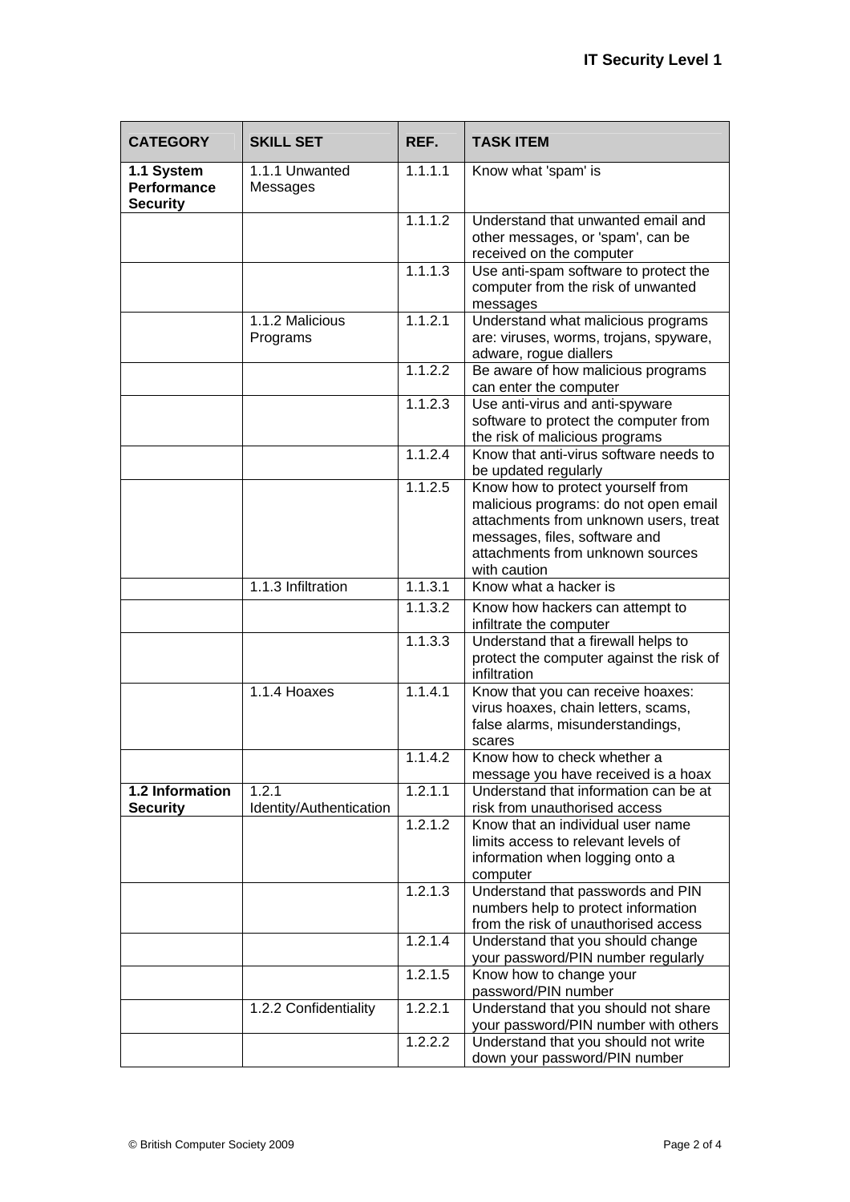| CATEGORY | SKILL SET | REF. | TASK ITEM |
|---|---|---|---|
| **1.1 System Performance Security** | 1.1.1 Unwanted Messages | 1.1.1.1 | Know what 'spam' is |
| | | 1.1.1.2 | Understand that unwanted email and other messages, or 'spam', can be received on the computer |
| | | 1.1.1.3 | Use anti-spam software to protect the computer from the risk of unwanted messages |
| | 1.1.2 Malicious Programs | 1.1.2.1 | Understand what malicious programs are: viruses, worms, trojans, spyware, adware, rogue diallers |
| | | 1.1.2.2 | Be aware of how malicious programs can enter the computer |
| | | 1.1.2.3 | Use anti-virus and anti-spyware software to protect the computer from the risk of malicious programs |
| | | 1.1.2.4 | Know that anti-virus software needs to be updated regularly |
| | | 1.1.2.5 | Know how to protect yourself from malicious programs: do not open email attachments from unknown users, treat messages, files, software and attachments from unknown sources with caution |
| | 1.1.3 Infiltration | 1.1.3.1 | Know what a hacker is |
| | | 1.1.3.2 | Know how hackers can attempt to infiltrate the computer |
| | | 1.1.3.3 | Understand that a firewall helps to protect the computer against the risk of infiltration |
| | 1.1.4 Hoaxes | 1.1.4.1 | Know that you can receive hoaxes: virus hoaxes, chain letters, scams, false alarms, misunderstandings, scares |
| | | 1.1.4.2 | Know how to check whether a message you have received is a hoax |
| **1.2 Information Security** | 1.2.1 Identity/Authentication | 1.2.1.1 | Understand that information can be at risk from unauthorised access |
| | | 1.2.1.2 | Know that an individual user name limits access to relevant levels of information when logging onto a computer |
| | | 1.2.1.3 | Understand that passwords and PIN numbers help to protect information from the risk of unauthorised access |
| | | 1.2.1.4 | Understand that you should change your password/PIN number regularly |
| | | 1.2.1.5 | Know how to change your password/PIN number |
| | 1.2.2 Confidentiality | 1.2.2.1 | Understand that you should not share your password/PIN number with others |
| | | 1.2.2.2 | Understand that you should not write down your password/PIN number |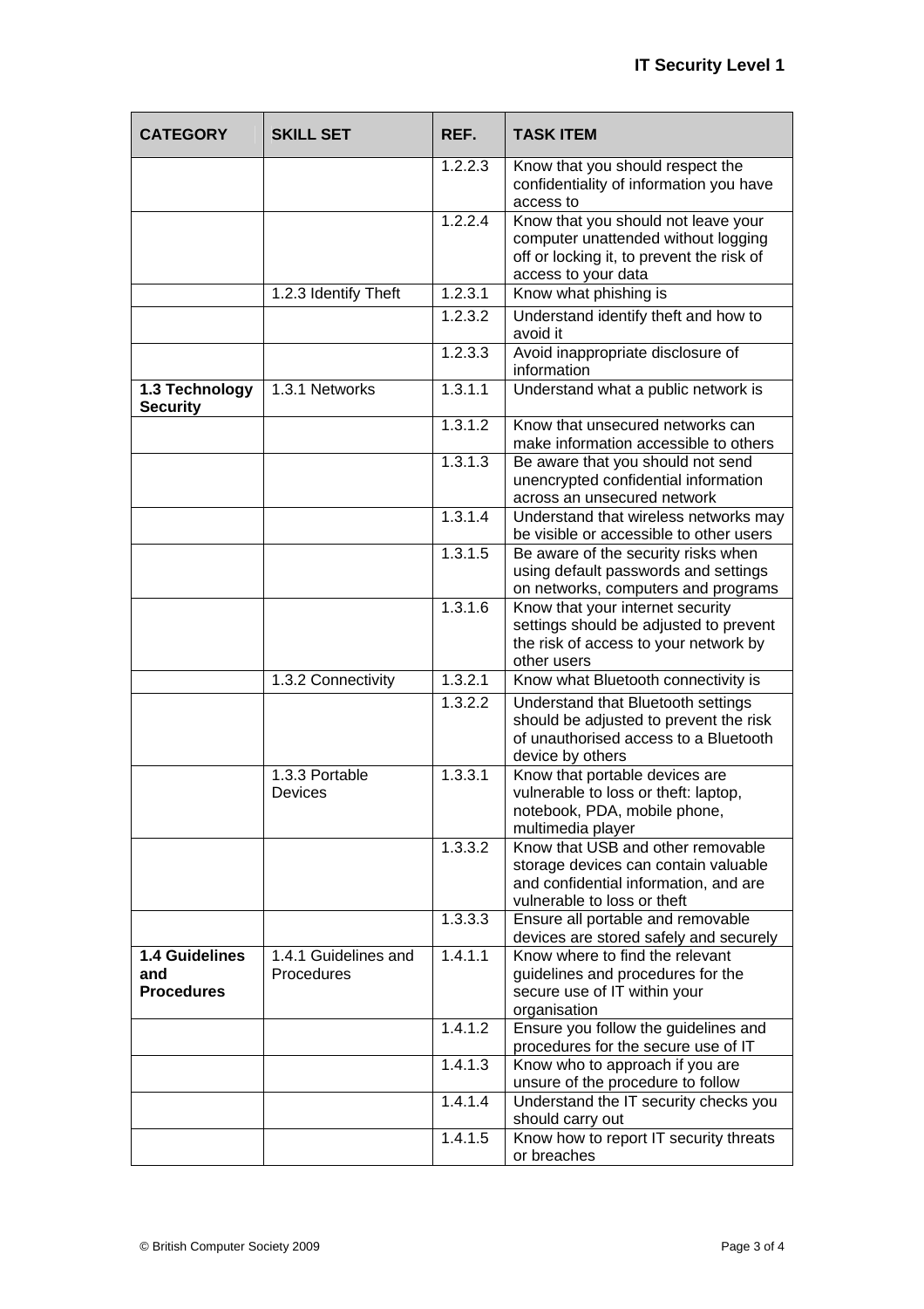| CATEGORY | SKILL SET | REF. | TASK ITEM |
|---|---|---|---|
| | | 1.2.2.3 | Know that you should respect the confidentiality of information you have access to |
| | | 1.2.2.4 | Know that you should not leave your computer unattended without logging off or locking it, to prevent the risk of access to your data |
| | 1.2.3 Identify Theft | 1.2.3.1 | Know what phishing is |
| | | 1.2.3.2 | Understand identify theft and how to avoid it |
| | | 1.2.3.3 | Avoid inappropriate disclosure of information |
| **1.3 Technology Security** | 1.3.1 Networks | 1.3.1.1 | Understand what a public network is |
| | | 1.3.1.2 | Know that unsecured networks can make information accessible to others |
| | | 1.3.1.3 | Be aware that you should not send unencrypted confidential information across an unsecured network |
| | | 1.3.1.4 | Understand that wireless networks may be visible or accessible to other users |
| | | 1.3.1.5 | Be aware of the security risks when using default passwords and settings on networks, computers and programs |
| | | 1.3.1.6 | Know that your internet security settings should be adjusted to prevent the risk of access to your network by other users |
| | 1.3.2 Connectivity | 1.3.2.1 | Know what Bluetooth connectivity is |
| | | 1.3.2.2 | Understand that Bluetooth settings should be adjusted to prevent the risk of unauthorised access to a Bluetooth device by others |
| | 1.3.3 Portable Devices | 1.3.3.1 | Know that portable devices are vulnerable to loss or theft: laptop, notebook, PDA, mobile phone, multimedia player |
| | | 1.3.3.2 | Know that USB and other removable storage devices can contain valuable and confidential information, and are vulnerable to loss or theft |
| | | 1.3.3.3 | Ensure all portable and removable devices are stored safely and securely |
| **1.4 Guidelines and Procedures** | 1.4.1 Guidelines and Procedures | 1.4.1.1 | Know where to find the relevant guidelines and procedures for the secure use of IT within your organisation |
| | | 1.4.1.2 | Ensure you follow the guidelines and procedures for the secure use of IT |
| | | 1.4.1.3 | Know who to approach if you are unsure of the procedure to follow |
| | | 1.4.1.4 | Understand the IT security checks you should carry out |
| | | 1.4.1.5 | Know how to report IT security threats or breaches |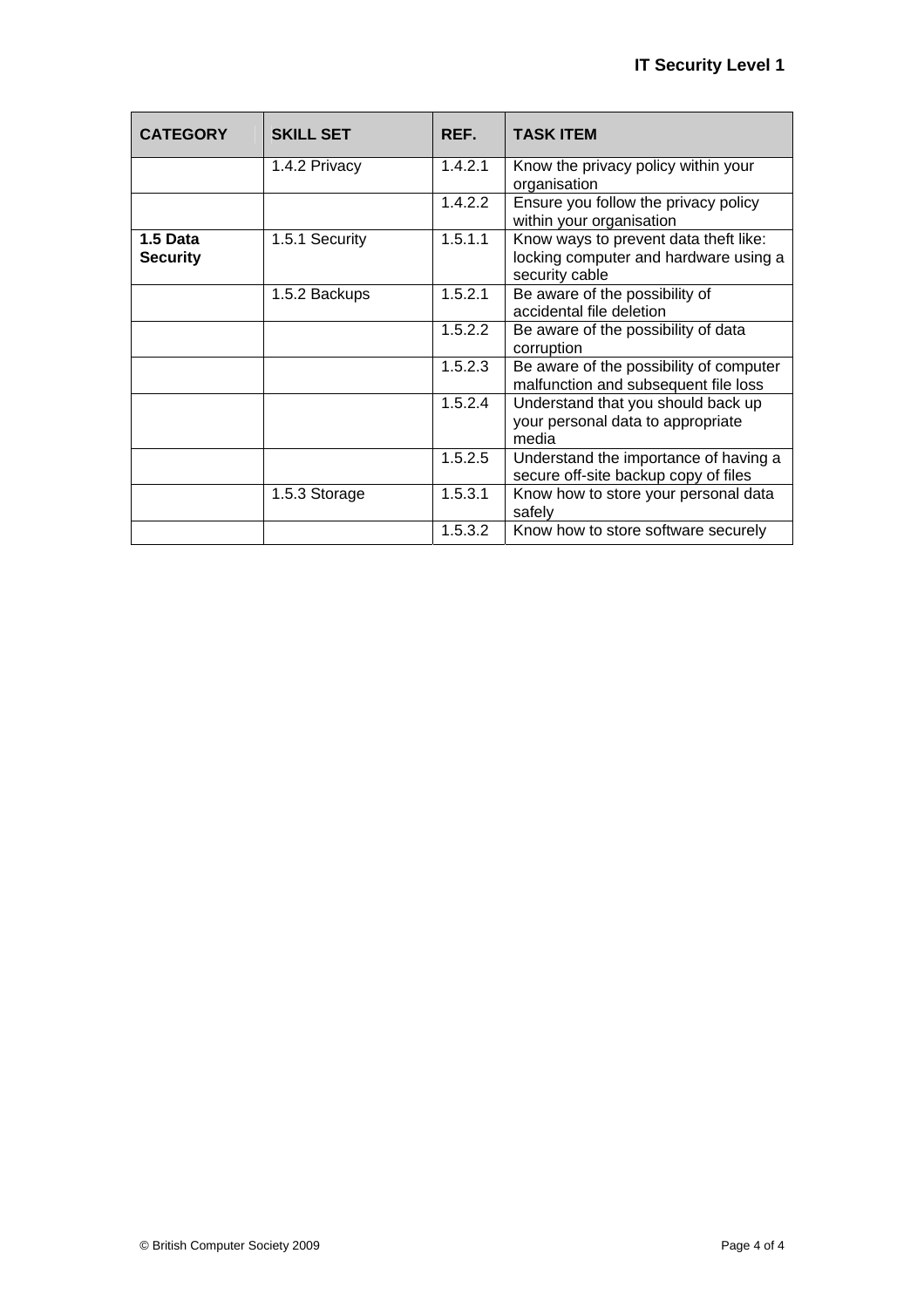| CATEGORY | SKILL SET | REF. | TASK ITEM |
|---|---|---|---|
| | 1.4.2 Privacy | 1.4.2.1 | Know the privacy policy within your organisation |
| | | 1.4.2.2 | Ensure you follow the privacy policy within your organisation |
| **1.5 Data Security** | 1.5.1 Security | 1.5.1.1 | Know ways to prevent data theft like: locking computer and hardware using a security cable |
| | 1.5.2 Backups | 1.5.2.1 | Be aware of the possibility of accidental file deletion |
| | | 1.5.2.2 | Be aware of the possibility of data corruption |
| | | 1.5.2.3 | Be aware of the possibility of computer malfunction and subsequent file loss |
| | | 1.5.2.4 | Understand that you should back up your personal data to appropriate media |
| | | 1.5.2.5 | Understand the importance of having a secure off-site backup copy of files |
| | 1.5.3 Storage | 1.5.3.1 | Know how to store your personal data safely |
| | | 1.5.3.2 | Know how to store software securely |